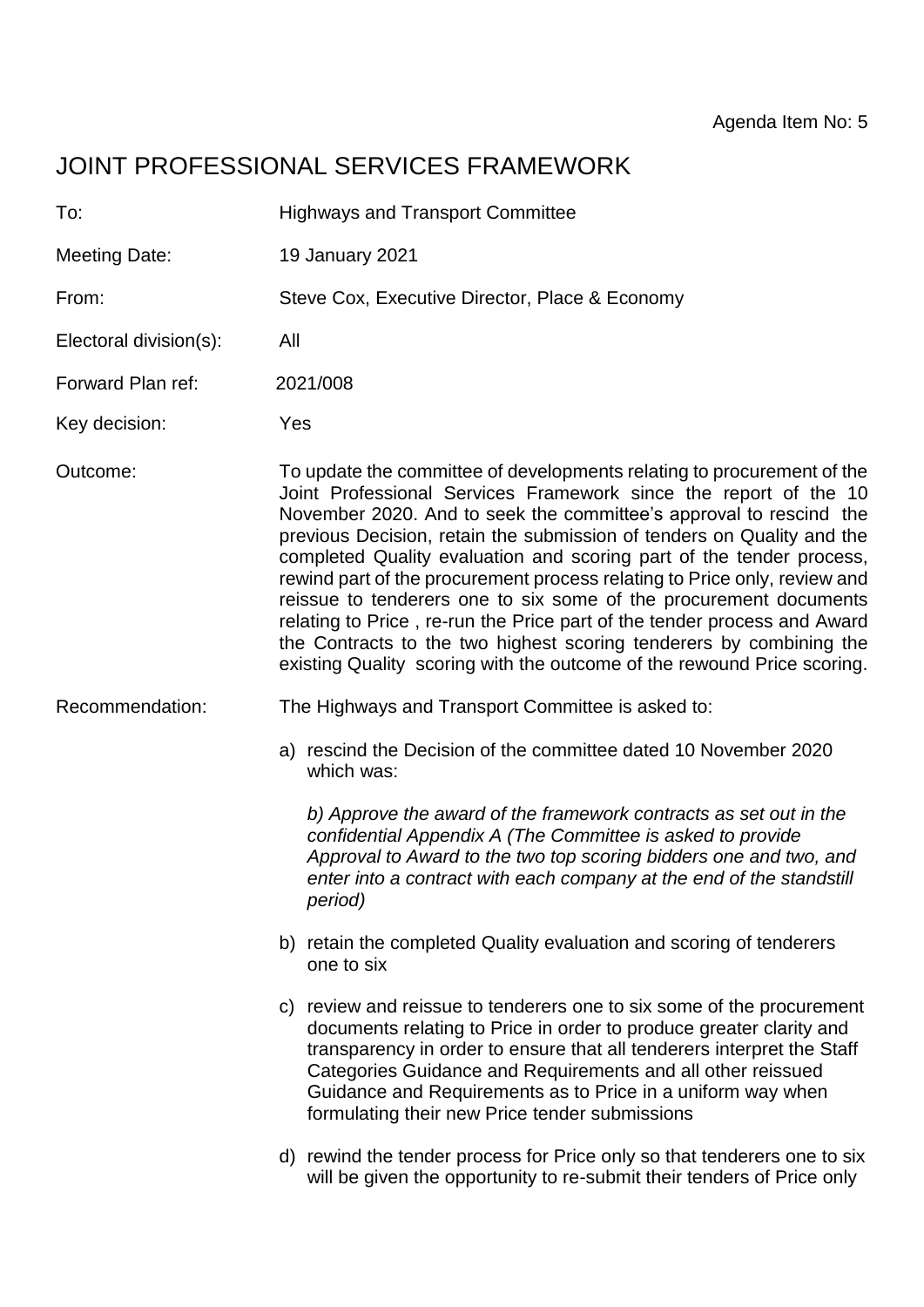Agenda Item No: 5

# JOINT PROFESSIONAL SERVICES FRAMEWORK

To: Highways and Transport Committee

Meeting Date: 19 January 2021

From: Steve Cox, Executive Director, Place & Economy

Electoral division(s): All

Forward Plan ref: 2021/008

Key decision: Yes

Outcome: To update the committee of developments relating to procurement of the Joint Professional Services Framework since the report of the 10 November 2020. And to seek the committee's approval to rescind the previous Decision, retain the submission of tenders on Quality and the completed Quality evaluation and scoring part of the tender process, rewind part of the procurement process relating to Price only, review and reissue to tenderers one to six some of the procurement documents relating to Price , re-run the Price part of the tender process and Award the Contracts to the two highest scoring tenderers by combining the existing Quality scoring with the outcome of the rewound Price scoring.

Recommendation: The Highways and Transport Committee is asked to:

a) rescind the Decision of the committee dated 10 November 2020 which was:

   *b) Approve the award of the framework contracts as set out in the confidential Appendix A (The Committee is asked to provide Approval to Award to the two top scoring bidders one and two, and enter into a contract with each company at the end of the standstill period)*

b) retain the completed Quality evaluation and scoring of tenderers one to six

c) review and reissue to tenderers one to six some of the procurement documents relating to Price in order to produce greater clarity and transparency in order to ensure that all tenderers interpret the Staff Categories Guidance and Requirements and all other reissued Guidance and Requirements as to Price in a uniform way when formulating their new Price tender submissions

d) rewind the tender process for Price only so that tenderers one to six will be given the opportunity to re-submit their tenders of Price only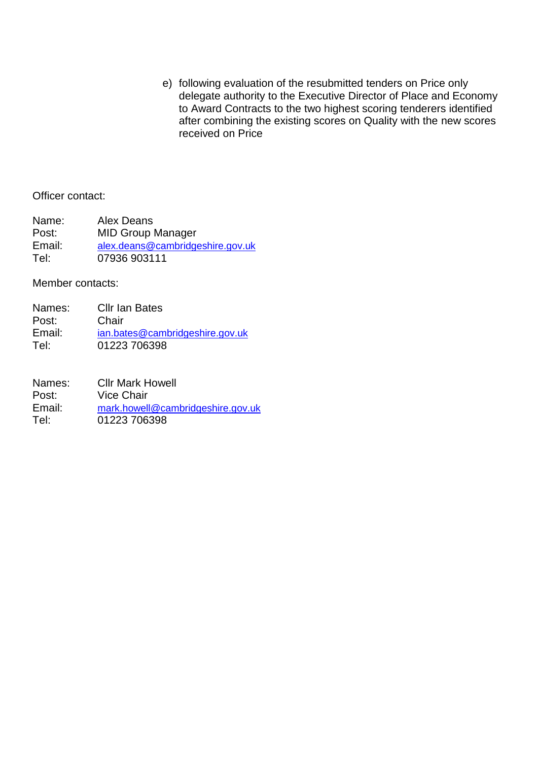e) following evaluation of the resubmitted tenders on Price only delegate authority to the Executive Director of Place and Economy to Award Contracts to the two highest scoring tenderers identified after combining the existing scores on Quality with the new scores received on Price

Officer contact:

Name: Alex Deans
Post: MID Group Manager
Email: alex.deans@cambridgeshire.gov.uk
Tel: 07936 903111

Member contacts:

Names: Cllr Ian Bates
Post: Chair
Email: ian.bates@cambridgeshire.gov.uk
Tel: 01223 706398

Names: Cllr Mark Howell
Post: Vice Chair
Email: mark.howell@cambridgeshire.gov.uk
Tel: 01223 706398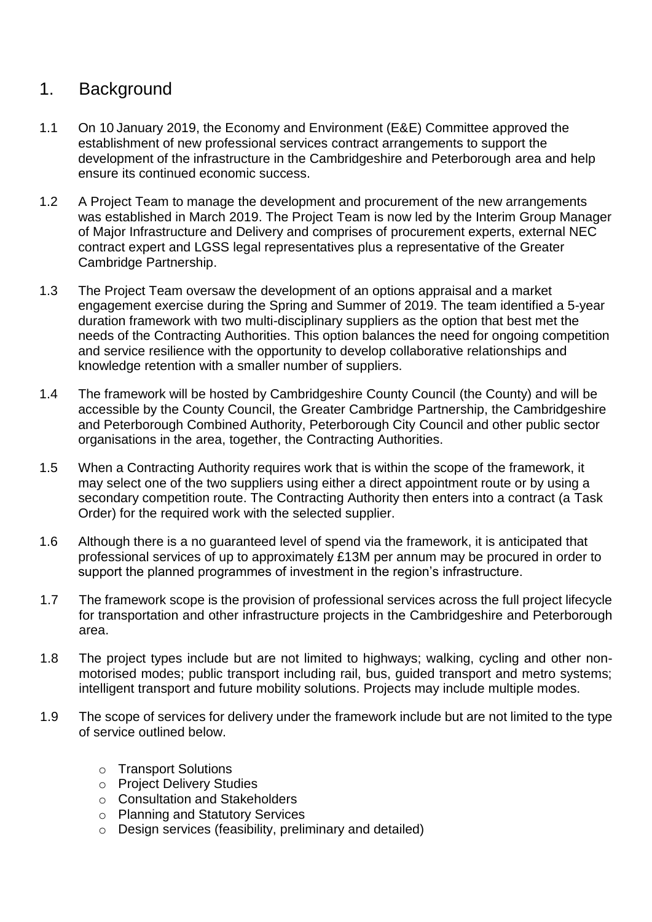## 1. Background

1.1 On 10 January 2019, the Economy and Environment (E&E) Committee approved the establishment of new professional services contract arrangements to support the development of the infrastructure in the Cambridgeshire and Peterborough area and help ensure its continued economic success.

1.2 A Project Team to manage the development and procurement of the new arrangements was established in March 2019. The Project Team is now led by the Interim Group Manager of Major Infrastructure and Delivery and comprises of procurement experts, external NEC contract expert and LGSS legal representatives plus a representative of the Greater Cambridge Partnership.

1.3 The Project Team oversaw the development of an options appraisal and a market engagement exercise during the Spring and Summer of 2019. The team identified a 5-year duration framework with two multi-disciplinary suppliers as the option that best met the needs of the Contracting Authorities. This option balances the need for ongoing competition and service resilience with the opportunity to develop collaborative relationships and knowledge retention with a smaller number of suppliers.

1.4 The framework will be hosted by Cambridgeshire County Council (the County) and will be accessible by the County Council, the Greater Cambridge Partnership, the Cambridgeshire and Peterborough Combined Authority, Peterborough City Council and other public sector organisations in the area, together, the Contracting Authorities.

1.5 When a Contracting Authority requires work that is within the scope of the framework, it may select one of the two suppliers using either a direct appointment route or by using a secondary competition route. The Contracting Authority then enters into a contract (a Task Order) for the required work with the selected supplier.

1.6 Although there is a no guaranteed level of spend via the framework, it is anticipated that professional services of up to approximately £13M per annum may be procured in order to support the planned programmes of investment in the region's infrastructure.

1.7 The framework scope is the provision of professional services across the full project lifecycle for transportation and other infrastructure projects in the Cambridgeshire and Peterborough area.

1.8 The project types include but are not limited to highways; walking, cycling and other non-motorised modes; public transport including rail, bus, guided transport and metro systems; intelligent transport and future mobility solutions. Projects may include multiple modes.

1.9 The scope of services for delivery under the framework include but are not limited to the type of service outlined below.

- Transport Solutions
- Project Delivery Studies
- Consultation and Stakeholders
- Planning and Statutory Services
- Design services (feasibility, preliminary and detailed)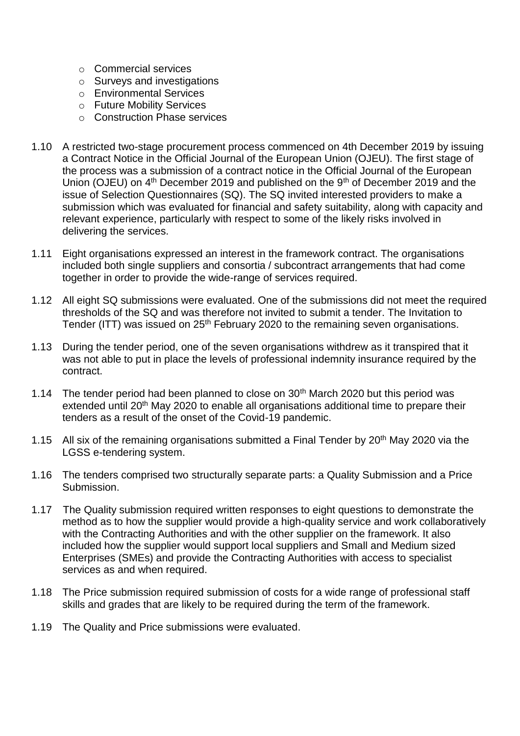- Commercial services
- Surveys and investigations
- Environmental Services
- Future Mobility Services
- Construction Phase services

1.10 A restricted two-stage procurement process commenced on 4th December 2019 by issuing a Contract Notice in the Official Journal of the European Union (OJEU). The first stage of the process was a submission of a contract notice in the Official Journal of the European Union (OJEU) on 4th December 2019 and published on the 9th of December 2019 and the issue of Selection Questionnaires (SQ). The SQ invited interested providers to make a submission which was evaluated for financial and safety suitability, along with capacity and relevant experience, particularly with respect to some of the likely risks involved in delivering the services.

1.11 Eight organisations expressed an interest in the framework contract. The organisations included both single suppliers and consortia / subcontract arrangements that had come together in order to provide the wide-range of services required.

1.12 All eight SQ submissions were evaluated. One of the submissions did not meet the required thresholds of the SQ and was therefore not invited to submit a tender. The Invitation to Tender (ITT) was issued on 25th February 2020 to the remaining seven organisations.

1.13 During the tender period, one of the seven organisations withdrew as it transpired that it was not able to put in place the levels of professional indemnity insurance required by the contract.

1.14 The tender period had been planned to close on 30th March 2020 but this period was extended until 20th May 2020 to enable all organisations additional time to prepare their tenders as a result of the onset of the Covid-19 pandemic.

1.15 All six of the remaining organisations submitted a Final Tender by 20th May 2020 via the LGSS e-tendering system.

1.16 The tenders comprised two structurally separate parts: a Quality Submission and a Price Submission.

1.17 The Quality submission required written responses to eight questions to demonstrate the method as to how the supplier would provide a high-quality service and work collaboratively with the Contracting Authorities and with the other supplier on the framework. It also included how the supplier would support local suppliers and Small and Medium sized Enterprises (SMEs) and provide the Contracting Authorities with access to specialist services as and when required.

1.18 The Price submission required submission of costs for a wide range of professional staff skills and grades that are likely to be required during the term of the framework.

1.19 The Quality and Price submissions were evaluated.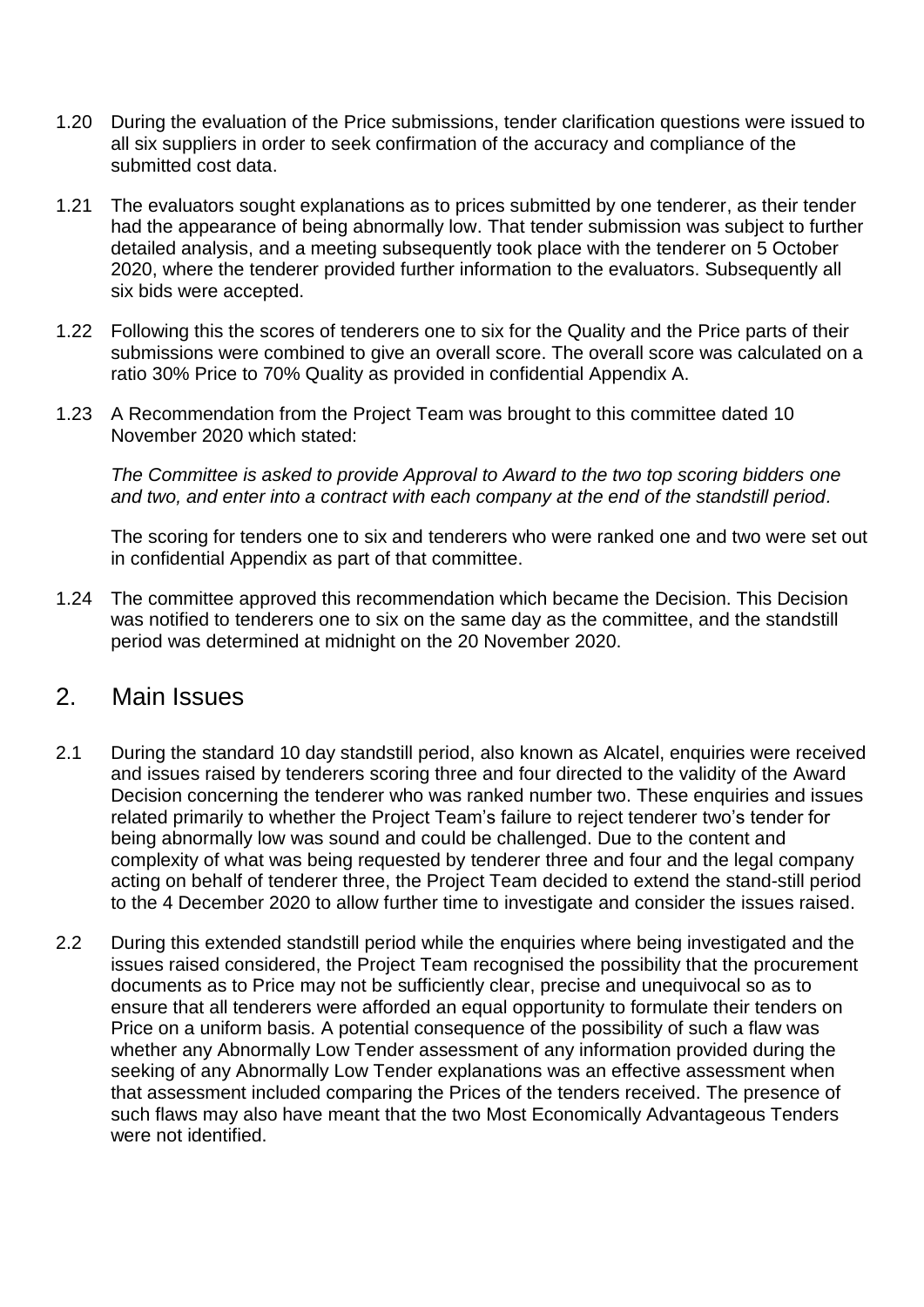1.20 During the evaluation of the Price submissions, tender clarification questions were issued to all six suppliers in order to seek confirmation of the accuracy and compliance of the submitted cost data.

1.21 The evaluators sought explanations as to prices submitted by one tenderer, as their tender had the appearance of being abnormally low. That tender submission was subject to further detailed analysis, and a meeting subsequently took place with the tenderer on 5 October 2020, where the tenderer provided further information to the evaluators. Subsequently all six bids were accepted.

1.22 Following this the scores of tenderers one to six for the Quality and the Price parts of their submissions were combined to give an overall score. The overall score was calculated on a ratio 30% Price to 70% Quality as provided in confidential Appendix A.

1.23 A Recommendation from the Project Team was brought to this committee dated 10 November 2020 which stated:

*The Committee is asked to provide Approval to Award to the two top scoring bidders one and two, and enter into a contract with each company at the end of the standstill period.*

The scoring for tenders one to six and tenderers who were ranked one and two were set out in confidential Appendix as part of that committee.

1.24 The committee approved this recommendation which became the Decision. This Decision was notified to tenderers one to six on the same day as the committee, and the standstill period was determined at midnight on the 20 November 2020.

## 2. Main Issues

2.1 During the standard 10 day standstill period, also known as Alcatel, enquiries were received and issues raised by tenderers scoring three and four directed to the validity of the Award Decision concerning the tenderer who was ranked number two. These enquiries and issues related primarily to whether the Project Team's failure to reject tenderer two's tender for being abnormally low was sound and could be challenged. Due to the content and complexity of what was being requested by tenderer three and four and the legal company acting on behalf of tenderer three, the Project Team decided to extend the stand-still period to the 4 December 2020 to allow further time to investigate and consider the issues raised.

2.2 During this extended standstill period while the enquiries where being investigated and the issues raised considered, the Project Team recognised the possibility that the procurement documents as to Price may not be sufficiently clear, precise and unequivocal so as to ensure that all tenderers were afforded an equal opportunity to formulate their tenders on Price on a uniform basis. A potential consequence of the possibility of such a flaw was whether any Abnormally Low Tender assessment of any information provided during the seeking of any Abnormally Low Tender explanations was an effective assessment when that assessment included comparing the Prices of the tenders received. The presence of such flaws may also have meant that the two Most Economically Advantageous Tenders were not identified.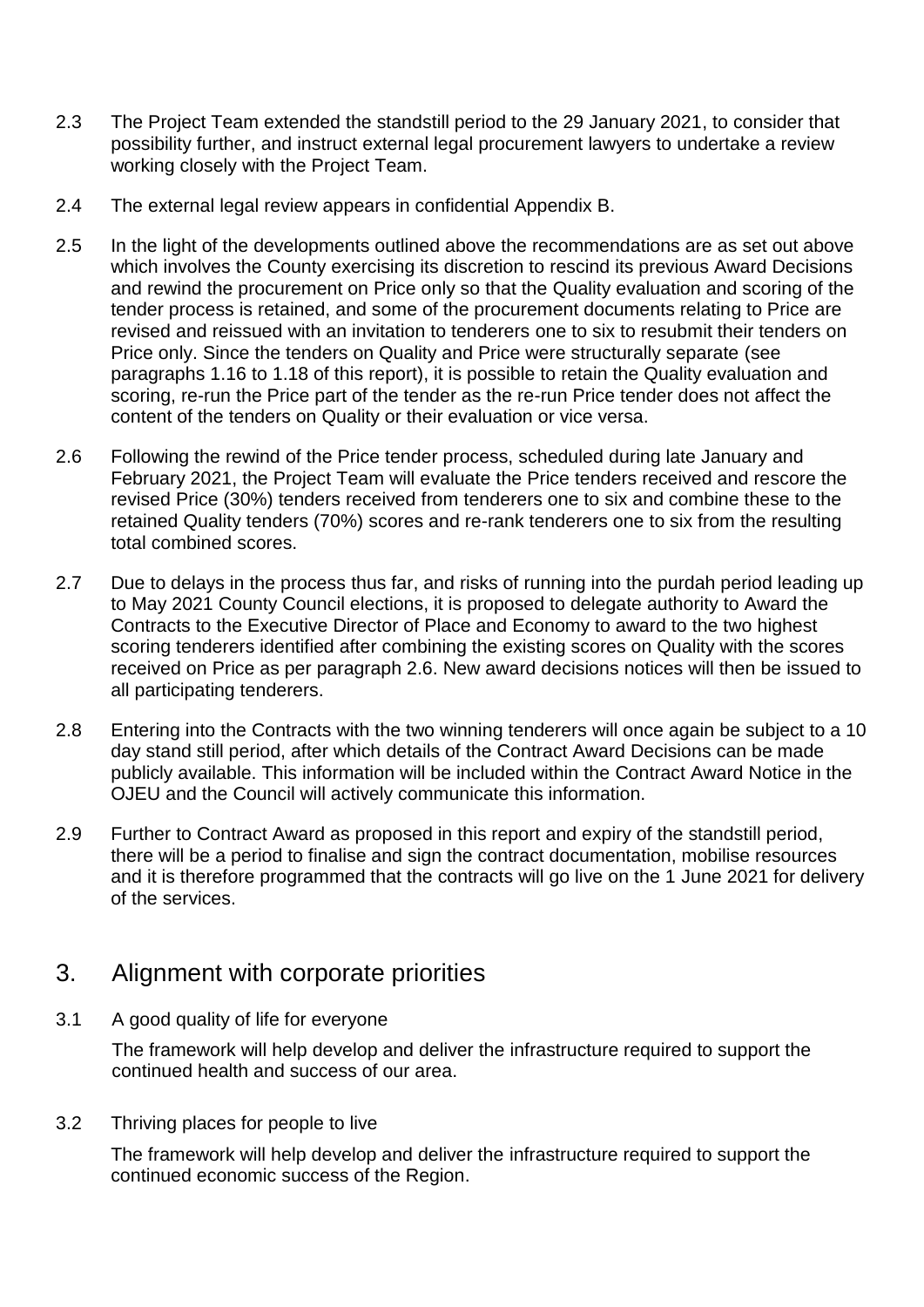2.3 The Project Team extended the standstill period to the 29 January 2021, to consider that possibility further, and instruct external legal procurement lawyers to undertake a review working closely with the Project Team.

2.4 The external legal review appears in confidential Appendix B.

2.5 In the light of the developments outlined above the recommendations are as set out above which involves the County exercising its discretion to rescind its previous Award Decisions and rewind the procurement on Price only so that the Quality evaluation and scoring of the tender process is retained, and some of the procurement documents relating to Price are revised and reissued with an invitation to tenderers one to six to resubmit their tenders on Price only. Since the tenders on Quality and Price were structurally separate (see paragraphs 1.16 to 1.18 of this report), it is possible to retain the Quality evaluation and scoring, re-run the Price part of the tender as the re-run Price tender does not affect the content of the tenders on Quality or their evaluation or vice versa.

2.6 Following the rewind of the Price tender process, scheduled during late January and February 2021, the Project Team will evaluate the Price tenders received and rescore the revised Price (30%) tenders received from tenderers one to six and combine these to the retained Quality tenders (70%) scores and re-rank tenderers one to six from the resulting total combined scores.

2.7 Due to delays in the process thus far, and risks of running into the purdah period leading up to May 2021 County Council elections, it is proposed to delegate authority to Award the Contracts to the Executive Director of Place and Economy to award to the two highest scoring tenderers identified after combining the existing scores on Quality with the scores received on Price as per paragraph 2.6. New award decisions notices will then be issued to all participating tenderers.

2.8 Entering into the Contracts with the two winning tenderers will once again be subject to a 10 day stand still period, after which details of the Contract Award Decisions can be made publicly available. This information will be included within the Contract Award Notice in the OJEU and the Council will actively communicate this information.

2.9 Further to Contract Award as proposed in this report and expiry of the standstill period, there will be a period to finalise and sign the contract documentation, mobilise resources and it is therefore programmed that the contracts will go live on the 1 June 2021 for delivery of the services.

## 3. Alignment with corporate priorities

3.1 A good quality of life for everyone

The framework will help develop and deliver the infrastructure required to support the continued health and success of our area.

3.2 Thriving places for people to live

The framework will help develop and deliver the infrastructure required to support the continued economic success of the Region.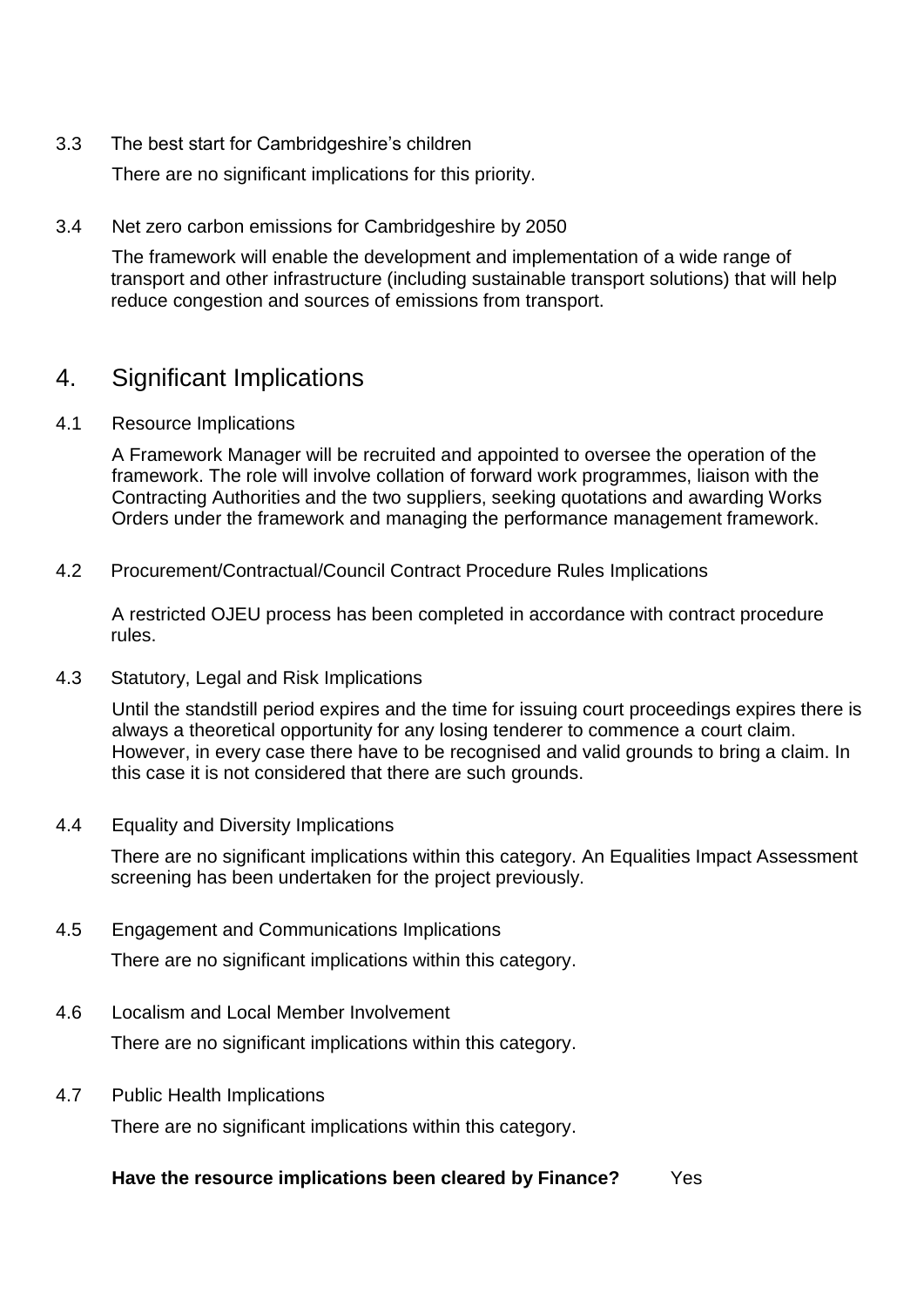3.3 The best start for Cambridgeshire's children

There are no significant implications for this priority.

3.4 Net zero carbon emissions for Cambridgeshire by 2050

The framework will enable the development and implementation of a wide range of transport and other infrastructure (including sustainable transport solutions) that will help reduce congestion and sources of emissions from transport.

## 4. Significant Implications

4.1 Resource Implications

A Framework Manager will be recruited and appointed to oversee the operation of the framework. The role will involve collation of forward work programmes, liaison with the Contracting Authorities and the two suppliers, seeking quotations and awarding Works Orders under the framework and managing the performance management framework.

4.2 Procurement/Contractual/Council Contract Procedure Rules Implications

A restricted OJEU process has been completed in accordance with contract procedure rules.

4.3 Statutory, Legal and Risk Implications

Until the standstill period expires and the time for issuing court proceedings expires there is always a theoretical opportunity for any losing tenderer to commence a court claim. However, in every case there have to be recognised and valid grounds to bring a claim. In this case it is not considered that there are such grounds.

4.4 Equality and Diversity Implications

There are no significant implications within this category. An Equalities Impact Assessment screening has been undertaken for the project previously.

4.5 Engagement and Communications Implications

There are no significant implications within this category.

4.6 Localism and Local Member Involvement

There are no significant implications within this category.

4.7 Public Health Implications

There are no significant implications within this category.

**Have the resource implications been cleared by Finance?** Yes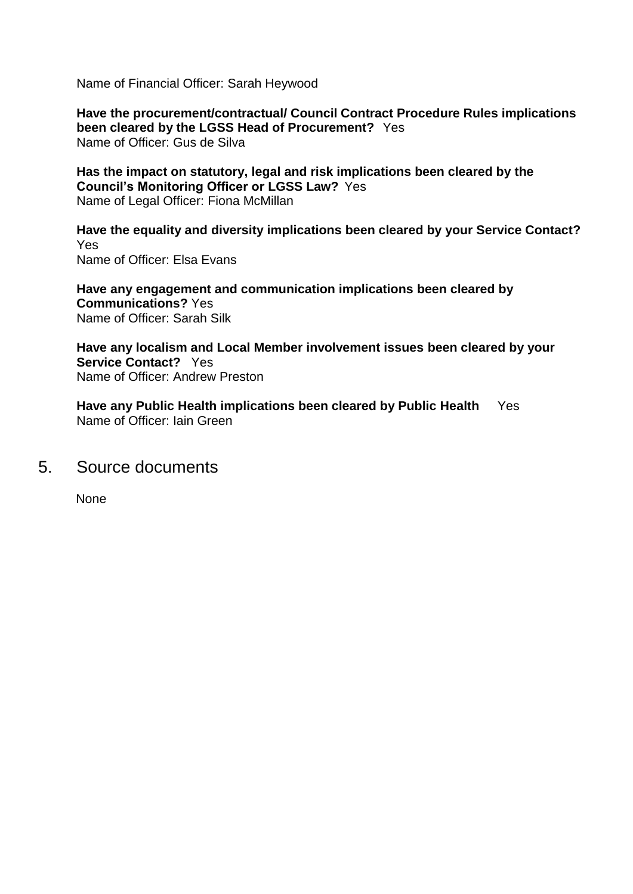Name of Financial Officer: Sarah Heywood

**Have the procurement/contractual/ Council Contract Procedure Rules implications been cleared by the LGSS Head of Procurement?** Yes
Name of Officer: Gus de Silva

**Has the impact on statutory, legal and risk implications been cleared by the Council's Monitoring Officer or LGSS Law?** Yes
Name of Legal Officer: Fiona McMillan

**Have the equality and diversity implications been cleared by your Service Contact?** Yes
Name of Officer: Elsa Evans

**Have any engagement and communication implications been cleared by Communications?** Yes
Name of Officer: Sarah Silk

**Have any localism and Local Member involvement issues been cleared by your Service Contact?** Yes
Name of Officer: Andrew Preston

**Have any Public Health implications been cleared by Public Health** Yes
Name of Officer: Iain Green

## 5. Source documents

None